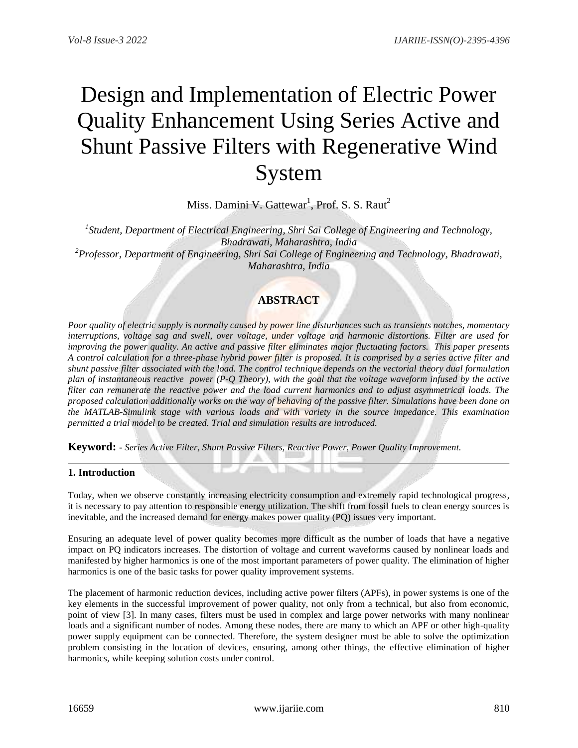# Design and Implementation of Electric Power Quality Enhancement Using Series Active and Shunt Passive Filters with Regenerative Wind System

Miss. Damini V. Gattewar[1], Prof. S. S. Raut[2]

[1]*Student, Department of Electrical Engineering, Shri Sai College of Engineering and Technology, Bhadrawati, Maharashtra, India*
[2]*Professor, Department of Engineering, Shri Sai College of Engineering and Technology, Bhadrawati, Maharashtra, India*

## ABSTRACT

*Poor quality of electric supply is normally caused by power line disturbances such as transients notches, momentary interruptions, voltage sag and swell, over voltage, under voltage and harmonic distortions. Filter are used for improving the power quality. An active and passive filter eliminates major fluctuating factors. This paper presents A control calculation for a three-phase hybrid power filter is proposed. It is comprised by a series active filter and shunt passive filter associated with the load. The control technique depends on the vectorial theory dual formulation plan of instantaneous reactive power (P-Q Theory), with the goal that the voltage waveform infused by the active filter can remunerate the reactive power and the load current harmonics and to adjust asymmetrical loads. The proposed calculation additionally works on the way of behaving of the passive filter. Simulations have been done on the MATLAB-Simulink stage with various loads and with variety in the source impedance. This examination permitted a trial model to be created. Trial and simulation results are introduced.*

**Keyword:** - *Series Active Filter, Shunt Passive Filters, Reactive Power, Power Quality Improvement.*

## 1. Introduction

Today, when we observe constantly increasing electricity consumption and extremely rapid technological progress, it is necessary to pay attention to responsible energy utilization. The shift from fossil fuels to clean energy sources is inevitable, and the increased demand for energy makes power quality (PQ) issues very important.

Ensuring an adequate level of power quality becomes more difficult as the number of loads that have a negative impact on PQ indicators increases. The distortion of voltage and current waveforms caused by nonlinear loads and manifested by higher harmonics is one of the most important parameters of power quality. The elimination of higher harmonics is one of the basic tasks for power quality improvement systems.

The placement of harmonic reduction devices, including active power filters (APFs), in power systems is one of the key elements in the successful improvement of power quality, not only from a technical, but also from economic, point of view [3]. In many cases, filters must be used in complex and large power networks with many nonlinear loads and a significant number of nodes. Among these nodes, there are many to which an APF or other high-quality power supply equipment can be connected. Therefore, the system designer must be able to solve the optimization problem consisting in the location of devices, ensuring, among other things, the effective elimination of higher harmonics, while keeping solution costs under control.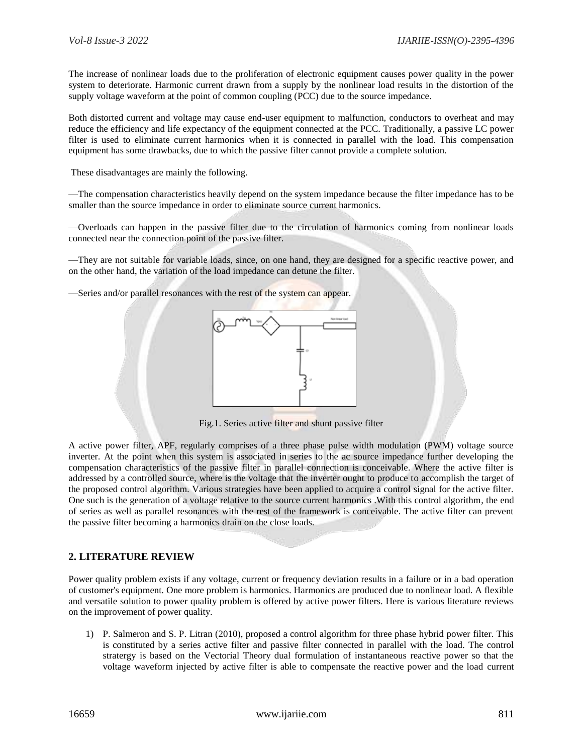The increase of nonlinear loads due to the proliferation of electronic equipment causes power quality in the power system to deteriorate. Harmonic current drawn from a supply by the nonlinear load results in the distortion of the supply voltage waveform at the point of common coupling (PCC) due to the source impedance.

Both distorted current and voltage may cause end-user equipment to malfunction, conductors to overheat and may reduce the efficiency and life expectancy of the equipment connected at the PCC. Traditionally, a passive LC power filter is used to eliminate current harmonics when it is connected in parallel with the load. This compensation equipment has some drawbacks, due to which the passive filter cannot provide a complete solution.

These disadvantages are mainly the following.

—The compensation characteristics heavily depend on the system impedance because the filter impedance has to be smaller than the source impedance in order to eliminate source current harmonics.

—Overloads can happen in the passive filter due to the circulation of harmonics coming from nonlinear loads connected near the connection point of the passive filter.

—They are not suitable for variable loads, since, on one hand, they are designed for a specific reactive power, and on the other hand, the variation of the load impedance can detune the filter.

—Series and/or parallel resonances with the rest of the system can appear.

Fig.1. Series active filter and shunt passive filter

A active power filter, APF, regularly comprises of a three phase pulse width modulation (PWM) voltage source inverter. At the point when this system is associated in series to the ac source impedance further developing the compensation characteristics of the passive filter in parallel connection is conceivable. Where the active filter is addressed by a controlled source, where is the voltage that the inverter ought to produce to accomplish the target of the proposed control algorithm. Various strategies have been applied to acquire a control signal for the active filter. One such is the generation of a voltage relative to the source current harmonics .With this control algorithm, the end of series as well as parallel resonances with the rest of the framework is conceivable. The active filter can prevent the passive filter becoming a harmonics drain on the close loads.

## 2. LITERATURE REVIEW

Power quality problem exists if any voltage, current or frequency deviation results in a failure or in a bad operation of customer's equipment. One more problem is harmonics. Harmonics are produced due to nonlinear load. A flexible and versatile solution to power quality problem is offered by active power filters. Here is various literature reviews on the improvement of power quality.

1) P. Salmeron and S. P. Litran (2010), proposed a control algorithm for three phase hybrid power filter. This is constituted by a series active filter and passive filter connected in parallel with the load. The control stratergy is based on the Vectorial Theory dual formulation of instantaneous reactive power so that the voltage waveform injected by active filter is able to compensate the reactive power and the load current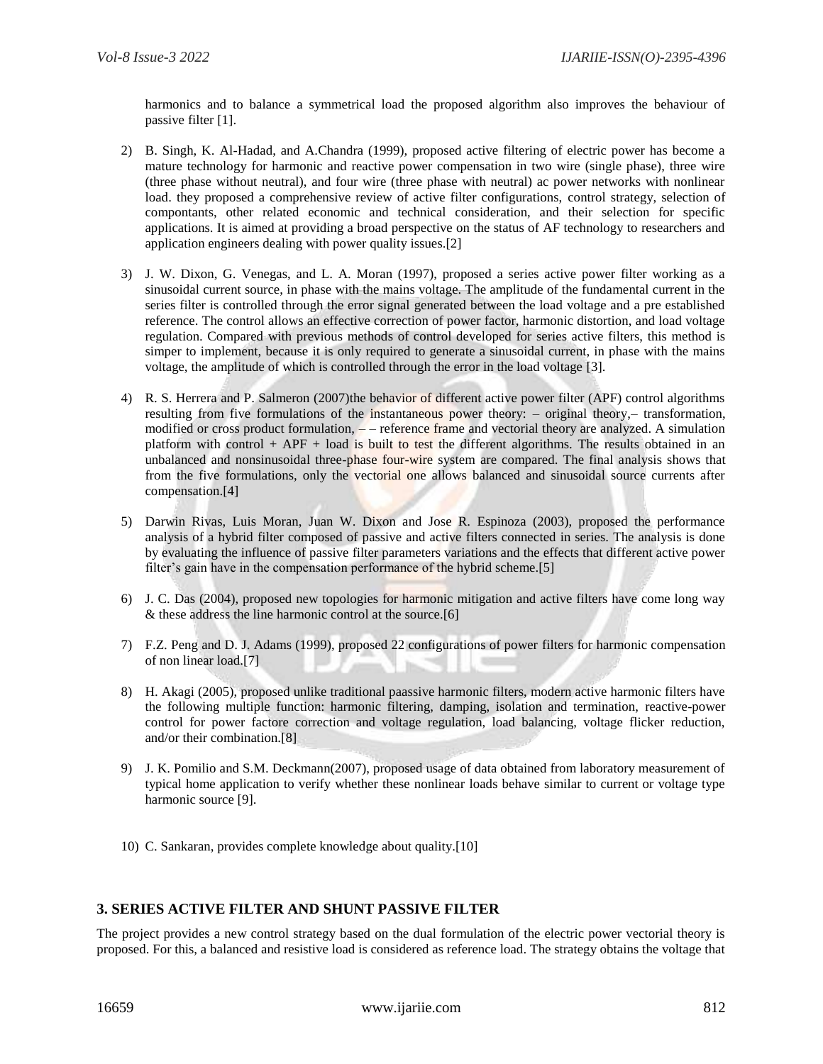harmonics and to balance a symmetrical load the proposed algorithm also improves the behaviour of passive filter [1].

2) B. Singh, K. Al-Hadad, and A.Chandra (1999), proposed active filtering of electric power has become a mature technology for harmonic and reactive power compensation in two wire (single phase), three wire (three phase without neutral), and four wire (three phase with neutral) ac power networks with nonlinear load. they proposed a comprehensive review of active filter configurations, control strategy, selection of compontants, other related economic and technical consideration, and their selection for specific applications. It is aimed at providing a broad perspective on the status of AF technology to researchers and application engineers dealing with power quality issues.[2]

3) J. W. Dixon, G. Venegas, and L. A. Moran (1997), proposed a series active power filter working as a sinusoidal current source, in phase with the mains voltage. The amplitude of the fundamental current in the series filter is controlled through the error signal generated between the load voltage and a pre established reference. The control allows an effective correction of power factor, harmonic distortion, and load voltage regulation. Compared with previous methods of control developed for series active filters, this method is simper to implement, because it is only required to generate a sinusoidal current, in phase with the mains voltage, the amplitude of which is controlled through the error in the load voltage [3].

4) R. S. Herrera and P. Salmeron (2007)the behavior of different active power filter (APF) control algorithms resulting from five formulations of the instantaneous power theory: – original theory,– transformation, modified or cross product formulation, – – reference frame and vectorial theory are analyzed. A simulation platform with control + APF + load is built to test the different algorithms. The results obtained in an unbalanced and nonsinusoidal three-phase four-wire system are compared. The final analysis shows that from the five formulations, only the vectorial one allows balanced and sinusoidal source currents after compensation.[4]

5) Darwin Rivas, Luis Moran, Juan W. Dixon and Jose R. Espinoza (2003), proposed the performance analysis of a hybrid filter composed of passive and active filters connected in series. The analysis is done by evaluating the influence of passive filter parameters variations and the effects that different active power filter's gain have in the compensation performance of the hybrid scheme.[5]

6) J. C. Das (2004), proposed new topologies for harmonic mitigation and active filters have come long way & these address the line harmonic control at the source.[6]

7) F.Z. Peng and D. J. Adams (1999), proposed 22 configurations of power filters for harmonic compensation of non linear load.[7]

8) H. Akagi (2005), proposed unlike traditional paassive harmonic filters, modern active harmonic filters have the following multiple function: harmonic filtering, damping, isolation and termination, reactive-power control for power factore correction and voltage regulation, load balancing, voltage flicker reduction, and/or their combination.[8]

9) J. K. Pomilio and S.M. Deckmann(2007), proposed usage of data obtained from laboratory measurement of typical home application to verify whether these nonlinear loads behave similar to current or voltage type harmonic source [9].

10) C. Sankaran, provides complete knowledge about quality.[10]

## 3. SERIES ACTIVE FILTER AND SHUNT PASSIVE FILTER

The project provides a new control strategy based on the dual formulation of the electric power vectorial theory is proposed. For this, a balanced and resistive load is considered as reference load. The strategy obtains the voltage that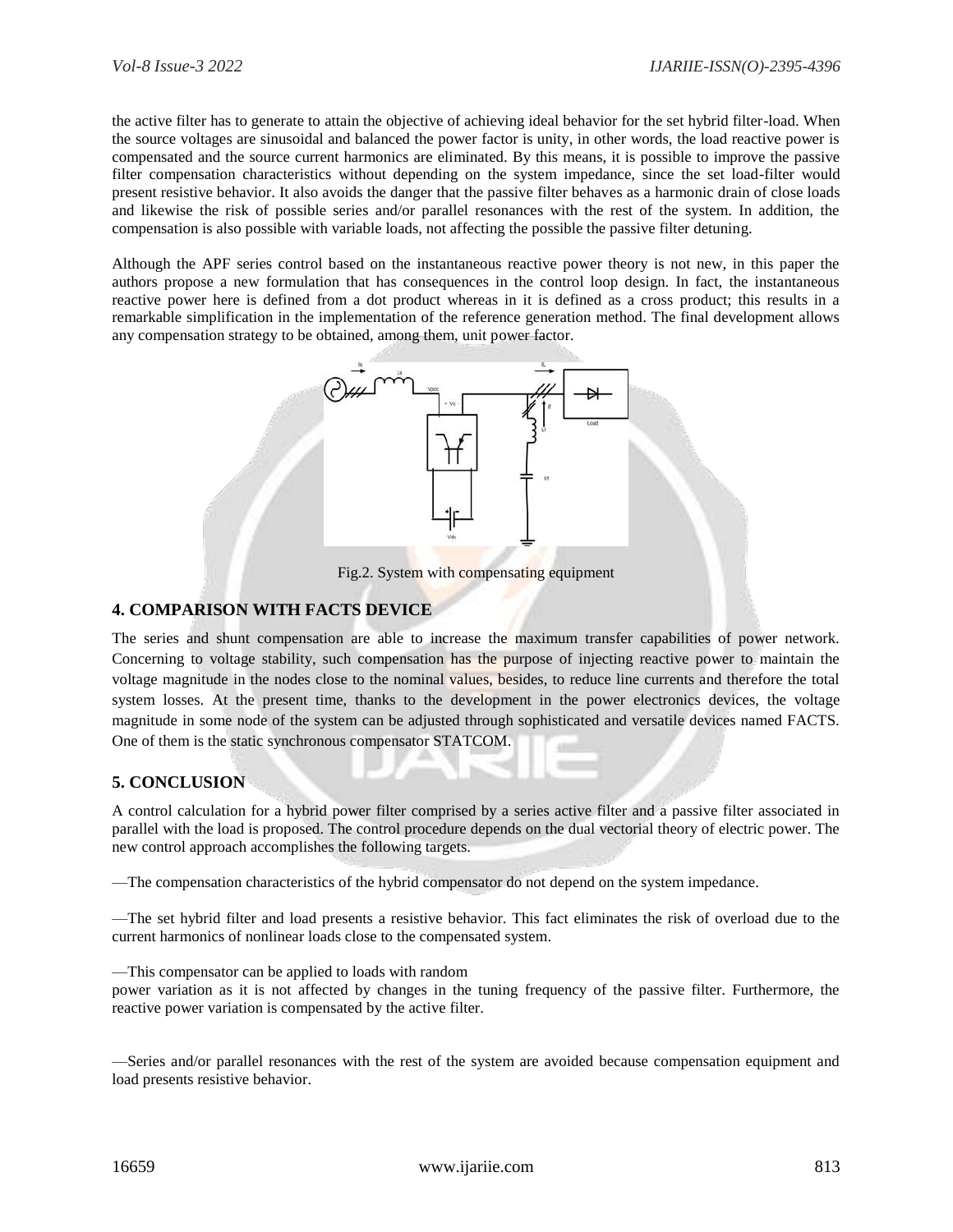the active filter has to generate to attain the objective of achieving ideal behavior for the set hybrid filter-load. When the source voltages are sinusoidal and balanced the power factor is unity, in other words, the load reactive power is compensated and the source current harmonics are eliminated. By this means, it is possible to improve the passive filter compensation characteristics without depending on the system impedance, since the set load-filter would present resistive behavior. It also avoids the danger that the passive filter behaves as a harmonic drain of close loads and likewise the risk of possible series and/or parallel resonances with the rest of the system. In addition, the compensation is also possible with variable loads, not affecting the possible the passive filter detuning.

Although the APF series control based on the instantaneous reactive power theory is not new, in this paper the authors propose a new formulation that has consequences in the control loop design. In fact, the instantaneous reactive power here is defined from a dot product whereas in it is defined as a cross product; this results in a remarkable simplification in the implementation of the reference generation method. The final development allows any compensation strategy to be obtained, among them, unit power factor.

Fig.2. System with compensating equipment

## 4. COMPARISON WITH FACTS DEVICE

The series and shunt compensation are able to increase the maximum transfer capabilities of power network. Concerning to voltage stability, such compensation has the purpose of injecting reactive power to maintain the voltage magnitude in the nodes close to the nominal values, besides, to reduce line currents and therefore the total system losses. At the present time, thanks to the development in the power electronics devices, the voltage magnitude in some node of the system can be adjusted through sophisticated and versatile devices named FACTS. One of them is the static synchronous compensator STATCOM.

## 5. CONCLUSION

A control calculation for a hybrid power filter comprised by a series active filter and a passive filter associated in parallel with the load is proposed. The control procedure depends on the dual vectorial theory of electric power. The new control approach accomplishes the following targets.

—The compensation characteristics of the hybrid compensator do not depend on the system impedance.

—The set hybrid filter and load presents a resistive behavior. This fact eliminates the risk of overload due to the current harmonics of nonlinear loads close to the compensated system.

—This compensator can be applied to loads with random power variation as it is not affected by changes in the tuning frequency of the passive filter. Furthermore, the reactive power variation is compensated by the active filter.

—Series and/or parallel resonances with the rest of the system are avoided because compensation equipment and load presents resistive behavior.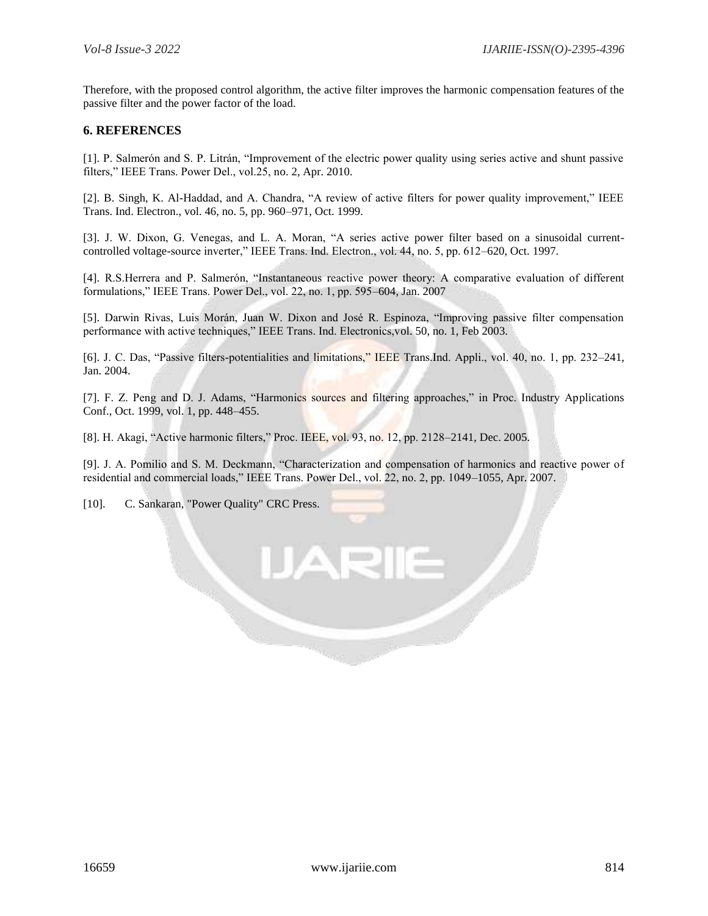Therefore, with the proposed control algorithm, the active filter improves the harmonic compensation features of the passive filter and the power factor of the load.

## 6. REFERENCES

[1]. P. Salmerón and S. P. Litrán, "Improvement of the electric power quality using series active and shunt passive filters," IEEE Trans. Power Del., vol.25, no. 2, Apr. 2010.

[2]. B. Singh, K. Al-Haddad, and A. Chandra, "A review of active filters for power quality improvement," IEEE Trans. Ind. Electron., vol. 46, no. 5, pp. 960–971, Oct. 1999.

[3]. J. W. Dixon, G. Venegas, and L. A. Moran, "A series active power filter based on a sinusoidal current-controlled voltage-source inverter," IEEE Trans. Ind. Electron., vol. 44, no. 5, pp. 612–620, Oct. 1997.

[4]. R.S.Herrera and P. Salmerón, "Instantaneous reactive power theory: A comparative evaluation of different formulations," IEEE Trans. Power Del., vol. 22, no. 1, pp. 595–604, Jan. 2007

[5]. Darwin Rivas, Luis Morán, Juan W. Dixon and José R. Espinoza, "Improving passive filter compensation performance with active techniques," IEEE Trans. Ind. Electronics,vol. 50, no. 1, Feb 2003.

[6]. J. C. Das, "Passive filters-potentialities and limitations," IEEE Trans.Ind. Appli., vol. 40, no. 1, pp. 232–241, Jan. 2004.

[7]. F. Z. Peng and D. J. Adams, "Harmonics sources and filtering approaches," in Proc. Industry Applications Conf., Oct. 1999, vol. 1, pp. 448–455.

[8]. H. Akagi, "Active harmonic filters," Proc. IEEE, vol. 93, no. 12, pp. 2128–2141, Dec. 2005.

[9]. J. A. Pomilio and S. M. Deckmann, "Characterization and compensation of harmonics and reactive power of residential and commercial loads," IEEE Trans. Power Del., vol. 22, no. 2, pp. 1049–1055, Apr. 2007.

[10]. C. Sankaran, "Power Quality" CRC Press.